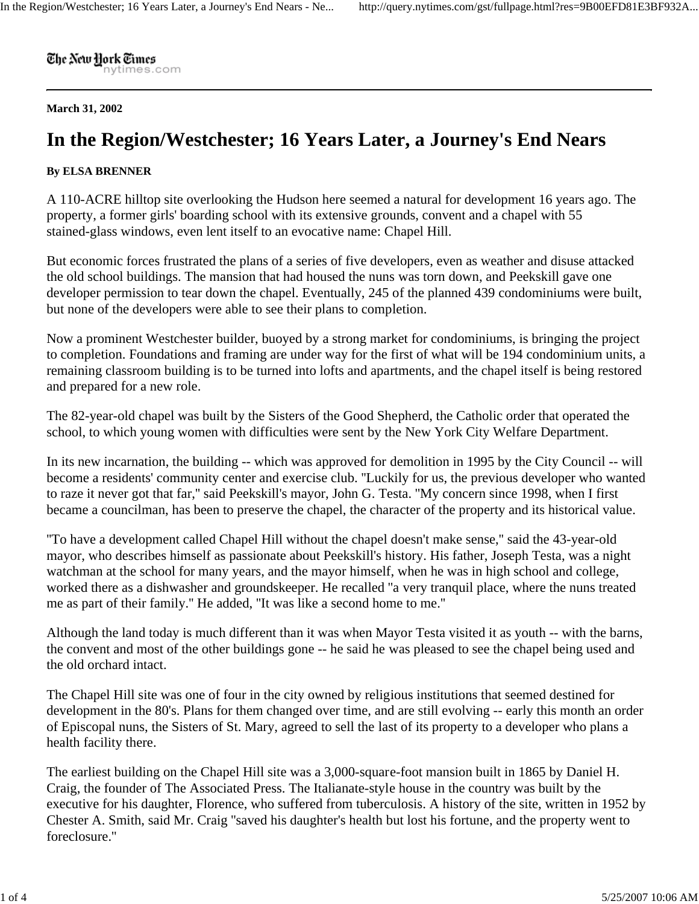The New York Times
nytimes.com

**March 31, 2002**

# In the Region/Westchester; 16 Years Later, a Journey's End Nears

**By ELSA BRENNER**

A 110-ACRE hilltop site overlooking the Hudson here seemed a natural for development 16 years ago. The property, a former girls' boarding school with its extensive grounds, convent and a chapel with 55 stained-glass windows, even lent itself to an evocative name: Chapel Hill.

But economic forces frustrated the plans of a series of five developers, even as weather and disuse attacked the old school buildings. The mansion that had housed the nuns was torn down, and Peekskill gave one developer permission to tear down the chapel. Eventually, 245 of the planned 439 condominiums were built, but none of the developers were able to see their plans to completion.

Now a prominent Westchester builder, buoyed by a strong market for condominiums, is bringing the project to completion. Foundations and framing are under way for the first of what will be 194 condominium units, a remaining classroom building is to be turned into lofts and apartments, and the chapel itself is being restored and prepared for a new role.

The 82-year-old chapel was built by the Sisters of the Good Shepherd, the Catholic order that operated the school, to which young women with difficulties were sent by the New York City Welfare Department.

In its new incarnation, the building -- which was approved for demolition in 1995 by the City Council -- will become a residents' community center and exercise club. "Luckily for us, the previous developer who wanted to raze it never got that far," said Peekskill's mayor, John G. Testa. "My concern since 1998, when I first became a councilman, has been to preserve the chapel, the character of the property and its historical value.

"To have a development called Chapel Hill without the chapel doesn't make sense," said the 43-year-old mayor, who describes himself as passionate about Peekskill's history. His father, Joseph Testa, was a night watchman at the school for many years, and the mayor himself, when he was in high school and college, worked there as a dishwasher and groundskeeper. He recalled "a very tranquil place, where the nuns treated me as part of their family." He added, "It was like a second home to me."

Although the land today is much different than it was when Mayor Testa visited it as youth -- with the barns, the convent and most of the other buildings gone -- he said he was pleased to see the chapel being used and the old orchard intact.

The Chapel Hill site was one of four in the city owned by religious institutions that seemed destined for development in the 80's. Plans for them changed over time, and are still evolving -- early this month an order of Episcopal nuns, the Sisters of St. Mary, agreed to sell the last of its property to a developer who plans a health facility there.

The earliest building on the Chapel Hill site was a 3,000-square-foot mansion built in 1865 by Daniel H. Craig, the founder of The Associated Press. The Italianate-style house in the country was built by the executive for his daughter, Florence, who suffered from tuberculosis. A history of the site, written in 1952 by Chester A. Smith, said Mr. Craig "saved his daughter's health but lost his fortune, and the property went to foreclosure."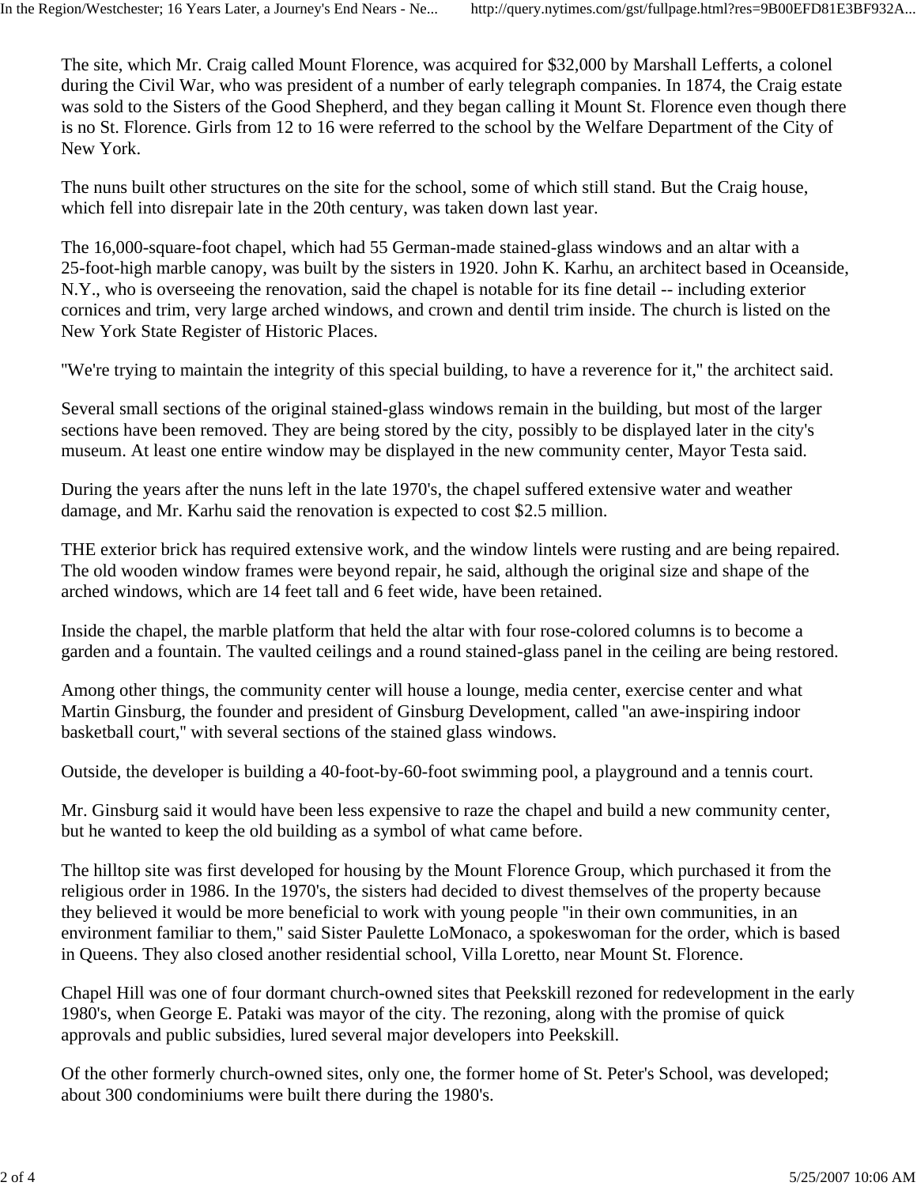The site, which Mr. Craig called Mount Florence, was acquired for $32,000 by Marshall Lefferts, a colonel during the Civil War, who was president of a number of early telegraph companies. In 1874, the Craig estate was sold to the Sisters of the Good Shepherd, and they began calling it Mount St. Florence even though there is no St. Florence. Girls from 12 to 16 were referred to the school by the Welfare Department of the City of New York.

The nuns built other structures on the site for the school, some of which still stand. But the Craig house, which fell into disrepair late in the 20th century, was taken down last year.

The 16,000-square-foot chapel, which had 55 German-made stained-glass windows and an altar with a 25-foot-high marble canopy, was built by the sisters in 1920. John K. Karhu, an architect based in Oceanside, N.Y., who is overseeing the renovation, said the chapel is notable for its fine detail -- including exterior cornices and trim, very large arched windows, and crown and dentil trim inside. The church is listed on the New York State Register of Historic Places.

''We're trying to maintain the integrity of this special building, to have a reverence for it,'' the architect said.

Several small sections of the original stained-glass windows remain in the building, but most of the larger sections have been removed. They are being stored by the city, possibly to be displayed later in the city's museum. At least one entire window may be displayed in the new community center, Mayor Testa said.

During the years after the nuns left in the late 1970's, the chapel suffered extensive water and weather damage, and Mr. Karhu said the renovation is expected to cost $2.5 million.

THE exterior brick has required extensive work, and the window lintels were rusting and are being repaired. The old wooden window frames were beyond repair, he said, although the original size and shape of the arched windows, which are 14 feet tall and 6 feet wide, have been retained.

Inside the chapel, the marble platform that held the altar with four rose-colored columns is to become a garden and a fountain. The vaulted ceilings and a round stained-glass panel in the ceiling are being restored.

Among other things, the community center will house a lounge, media center, exercise center and what Martin Ginsburg, the founder and president of Ginsburg Development, called ''an awe-inspiring indoor basketball court,'' with several sections of the stained glass windows.

Outside, the developer is building a 40-foot-by-60-foot swimming pool, a playground and a tennis court.

Mr. Ginsburg said it would have been less expensive to raze the chapel and build a new community center, but he wanted to keep the old building as a symbol of what came before.

The hilltop site was first developed for housing by the Mount Florence Group, which purchased it from the religious order in 1986. In the 1970's, the sisters had decided to divest themselves of the property because they believed it would be more beneficial to work with young people ''in their own communities, in an environment familiar to them,'' said Sister Paulette LoMonaco, a spokeswoman for the order, which is based in Queens. They also closed another residential school, Villa Loretto, near Mount St. Florence.

Chapel Hill was one of four dormant church-owned sites that Peekskill rezoned for redevelopment in the early 1980's, when George E. Pataki was mayor of the city. The rezoning, along with the promise of quick approvals and public subsidies, lured several major developers into Peekskill.

Of the other formerly church-owned sites, only one, the former home of St. Peter's School, was developed; about 300 condominiums were built there during the 1980's.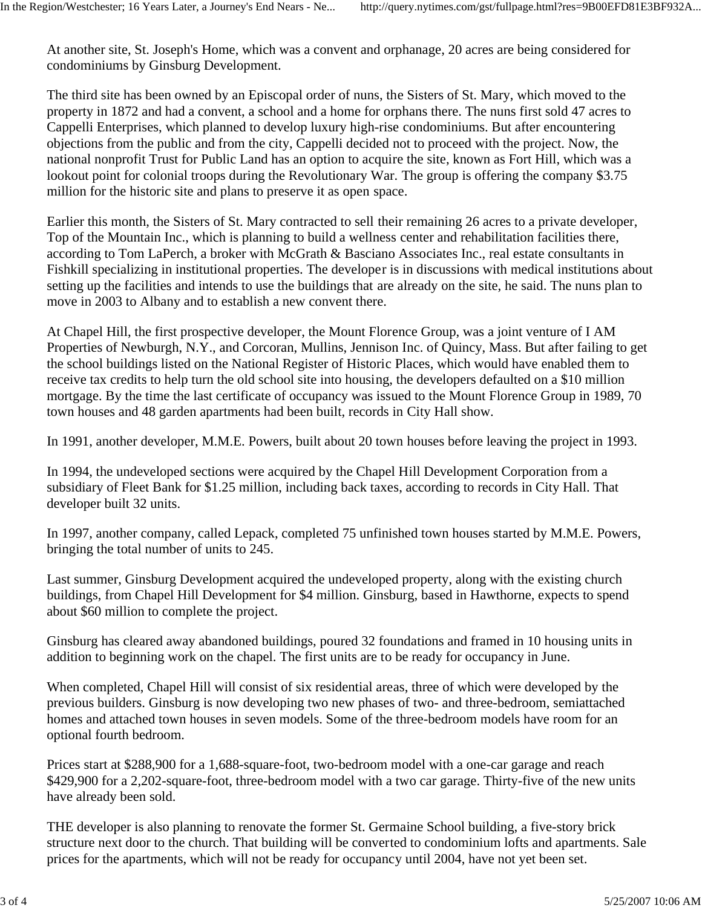At another site, St. Joseph's Home, which was a convent and orphanage, 20 acres are being considered for condominiums by Ginsburg Development.

The third site has been owned by an Episcopal order of nuns, the Sisters of St. Mary, which moved to the property in 1872 and had a convent, a school and a home for orphans there. The nuns first sold 47 acres to Cappelli Enterprises, which planned to develop luxury high-rise condominiums. But after encountering objections from the public and from the city, Cappelli decided not to proceed with the project. Now, the national nonprofit Trust for Public Land has an option to acquire the site, known as Fort Hill, which was a lookout point for colonial troops during the Revolutionary War. The group is offering the company $3.75 million for the historic site and plans to preserve it as open space.

Earlier this month, the Sisters of St. Mary contracted to sell their remaining 26 acres to a private developer, Top of the Mountain Inc., which is planning to build a wellness center and rehabilitation facilities there, according to Tom LaPerch, a broker with McGrath & Basciano Associates Inc., real estate consultants in Fishkill specializing in institutional properties. The developer is in discussions with medical institutions about setting up the facilities and intends to use the buildings that are already on the site, he said. The nuns plan to move in 2003 to Albany and to establish a new convent there.

At Chapel Hill, the first prospective developer, the Mount Florence Group, was a joint venture of I AM Properties of Newburgh, N.Y., and Corcoran, Mullins, Jennison Inc. of Quincy, Mass. But after failing to get the school buildings listed on the National Register of Historic Places, which would have enabled them to receive tax credits to help turn the old school site into housing, the developers defaulted on a $10 million mortgage. By the time the last certificate of occupancy was issued to the Mount Florence Group in 1989, 70 town houses and 48 garden apartments had been built, records in City Hall show.

In 1991, another developer, M.M.E. Powers, built about 20 town houses before leaving the project in 1993.

In 1994, the undeveloped sections were acquired by the Chapel Hill Development Corporation from a subsidiary of Fleet Bank for $1.25 million, including back taxes, according to records in City Hall. That developer built 32 units.

In 1997, another company, called Lepack, completed 75 unfinished town houses started by M.M.E. Powers, bringing the total number of units to 245.

Last summer, Ginsburg Development acquired the undeveloped property, along with the existing church buildings, from Chapel Hill Development for $4 million. Ginsburg, based in Hawthorne, expects to spend about $60 million to complete the project.

Ginsburg has cleared away abandoned buildings, poured 32 foundations and framed in 10 housing units in addition to beginning work on the chapel. The first units are to be ready for occupancy in June.

When completed, Chapel Hill will consist of six residential areas, three of which were developed by the previous builders. Ginsburg is now developing two new phases of two- and three-bedroom, semiattached homes and attached town houses in seven models. Some of the three-bedroom models have room for an optional fourth bedroom.

Prices start at $288,900 for a 1,688-square-foot, two-bedroom model with a one-car garage and reach $429,900 for a 2,202-square-foot, three-bedroom model with a two car garage. Thirty-five of the new units have already been sold.

THE developer is also planning to renovate the former St. Germaine School building, a five-story brick structure next door to the church. That building will be converted to condominium lofts and apartments. Sale prices for the apartments, which will not be ready for occupancy until 2004, have not yet been set.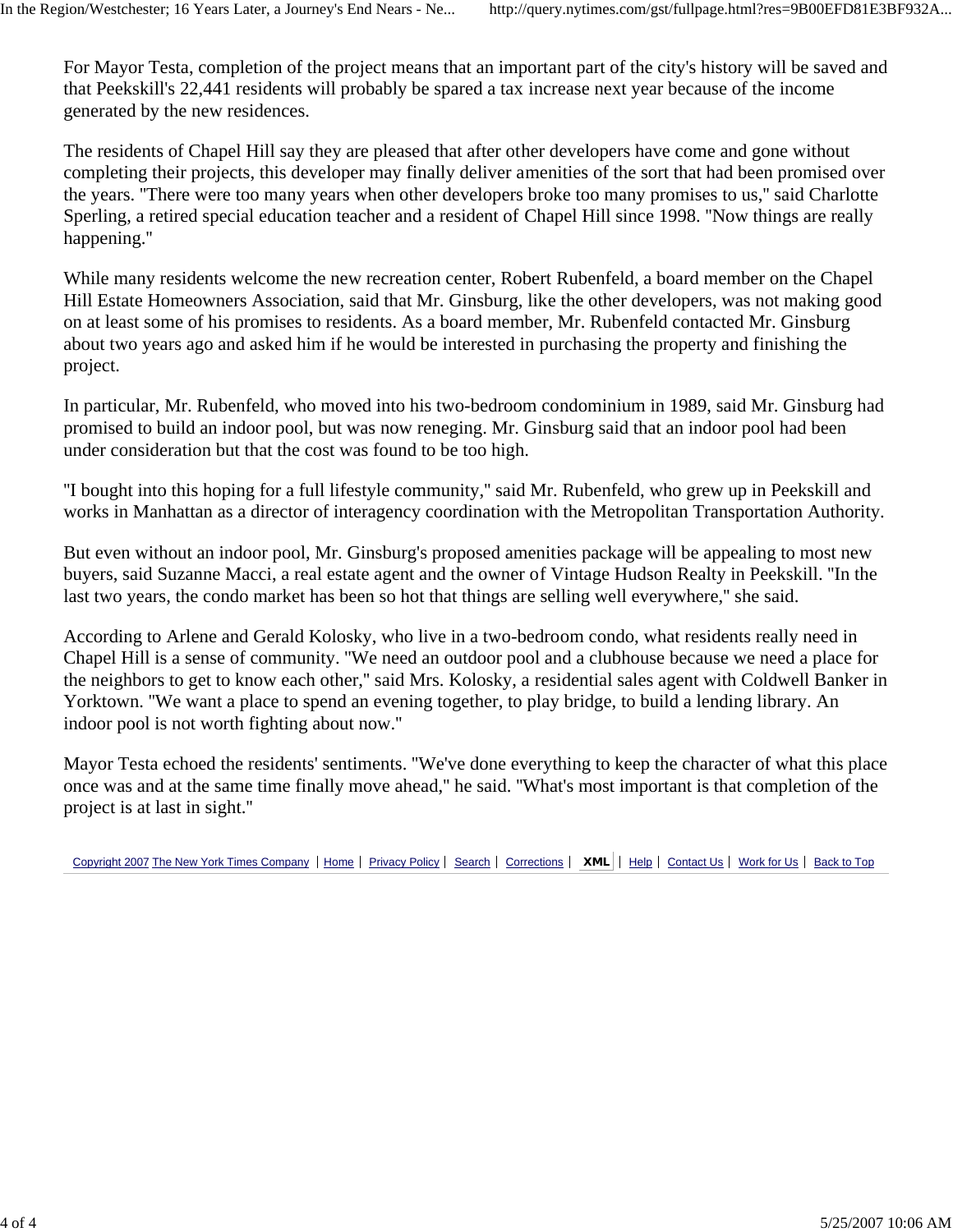For Mayor Testa, completion of the project means that an important part of the city's history will be saved and that Peekskill's 22,441 residents will probably be spared a tax increase next year because of the income generated by the new residences.

The residents of Chapel Hill say they are pleased that after other developers have come and gone without completing their projects, this developer may finally deliver amenities of the sort that had been promised over the years. ''There were too many years when other developers broke too many promises to us,'' said Charlotte Sperling, a retired special education teacher and a resident of Chapel Hill since 1998. ''Now things are really happening.''

While many residents welcome the new recreation center, Robert Rubenfeld, a board member on the Chapel Hill Estate Homeowners Association, said that Mr. Ginsburg, like the other developers, was not making good on at least some of his promises to residents. As a board member, Mr. Rubenfeld contacted Mr. Ginsburg about two years ago and asked him if he would be interested in purchasing the property and finishing the project.

In particular, Mr. Rubenfeld, who moved into his two-bedroom condominium in 1989, said Mr. Ginsburg had promised to build an indoor pool, but was now reneging. Mr. Ginsburg said that an indoor pool had been under consideration but that the cost was found to be too high.

''I bought into this hoping for a full lifestyle community,'' said Mr. Rubenfeld, who grew up in Peekskill and works in Manhattan as a director of interagency coordination with the Metropolitan Transportation Authority.

But even without an indoor pool, Mr. Ginsburg's proposed amenities package will be appealing to most new buyers, said Suzanne Macci, a real estate agent and the owner of Vintage Hudson Realty in Peekskill. ''In the last two years, the condo market has been so hot that things are selling well everywhere,'' she said.

According to Arlene and Gerald Kolosky, who live in a two-bedroom condo, what residents really need in Chapel Hill is a sense of community. ''We need an outdoor pool and a clubhouse because we need a place for the neighbors to get to know each other,'' said Mrs. Kolosky, a residential sales agent with Coldwell Banker in Yorktown. ''We want a place to spend an evening together, to play bridge, to build a lending library. An indoor pool is not worth fighting about now.''

Mayor Testa echoed the residents' sentiments. ''We've done everything to keep the character of what this place once was and at the same time finally move ahead,'' he said. ''What's most important is that completion of the project is at last in sight.''

Copyright 2007 The New York Times Company | Home | Privacy Policy | Search | Corrections | XML | Help | Contact Us | Work for Us | Back to Top